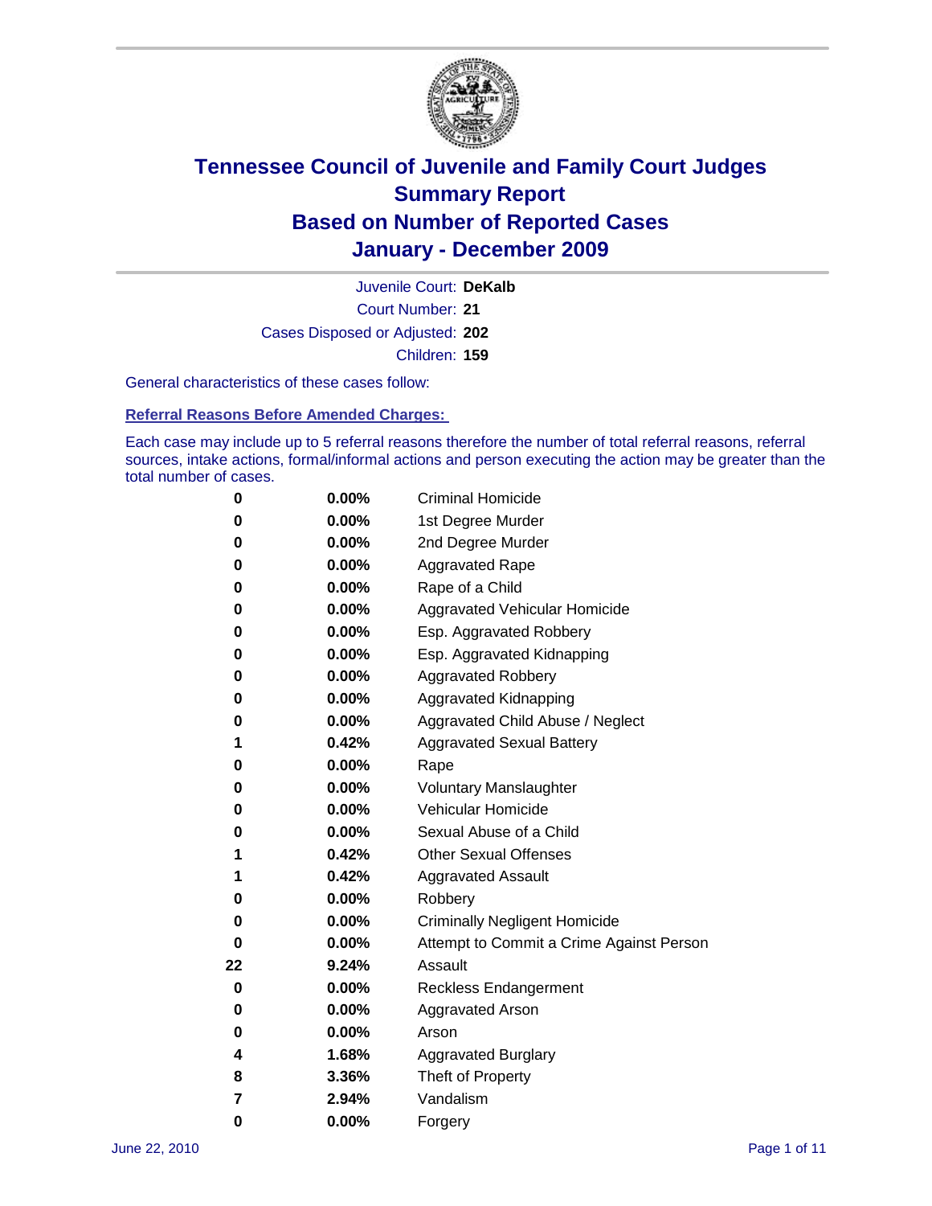# Tennessee Council of Juvenile and Family Court Judges
## Summary Report
## Based on Number of Reported Cases
## January - December 2009

Juvenile Court: **DeKalb**
Court Number: **21**
Cases Disposed or Adjusted: **202**
Children: **159**

General characteristics of these cases follow:

### Referral Reasons Before Amended Charges:

Each case may include up to 5 referral reasons therefore the number of total referral reasons, referral sources, intake actions, formal/informal actions and person executing the action may be greater than the total number of cases.

| Count | Percent | Referral Reason |
|---|---|---|
| 0 | 0.00% | Criminal Homicide |
| 0 | 0.00% | 1st Degree Murder |
| 0 | 0.00% | 2nd Degree Murder |
| 0 | 0.00% | Aggravated Rape |
| 0 | 0.00% | Rape of a Child |
| 0 | 0.00% | Aggravated Vehicular Homicide |
| 0 | 0.00% | Esp. Aggravated Robbery |
| 0 | 0.00% | Esp. Aggravated Kidnapping |
| 0 | 0.00% | Aggravated Robbery |
| 0 | 0.00% | Aggravated Kidnapping |
| 0 | 0.00% | Aggravated Child Abuse / Neglect |
| 1 | 0.42% | Aggravated Sexual Battery |
| 0 | 0.00% | Rape |
| 0 | 0.00% | Voluntary Manslaughter |
| 0 | 0.00% | Vehicular Homicide |
| 0 | 0.00% | Sexual Abuse of a Child |
| 1 | 0.42% | Other Sexual Offenses |
| 1 | 0.42% | Aggravated Assault |
| 0 | 0.00% | Robbery |
| 0 | 0.00% | Criminally Negligent Homicide |
| 0 | 0.00% | Attempt to Commit a Crime Against Person |
| 22 | 9.24% | Assault |
| 0 | 0.00% | Reckless Endangerment |
| 0 | 0.00% | Aggravated Arson |
| 0 | 0.00% | Arson |
| 4 | 1.68% | Aggravated Burglary |
| 8 | 3.36% | Theft of Property |
| 7 | 2.94% | Vandalism |
| 0 | 0.00% | Forgery |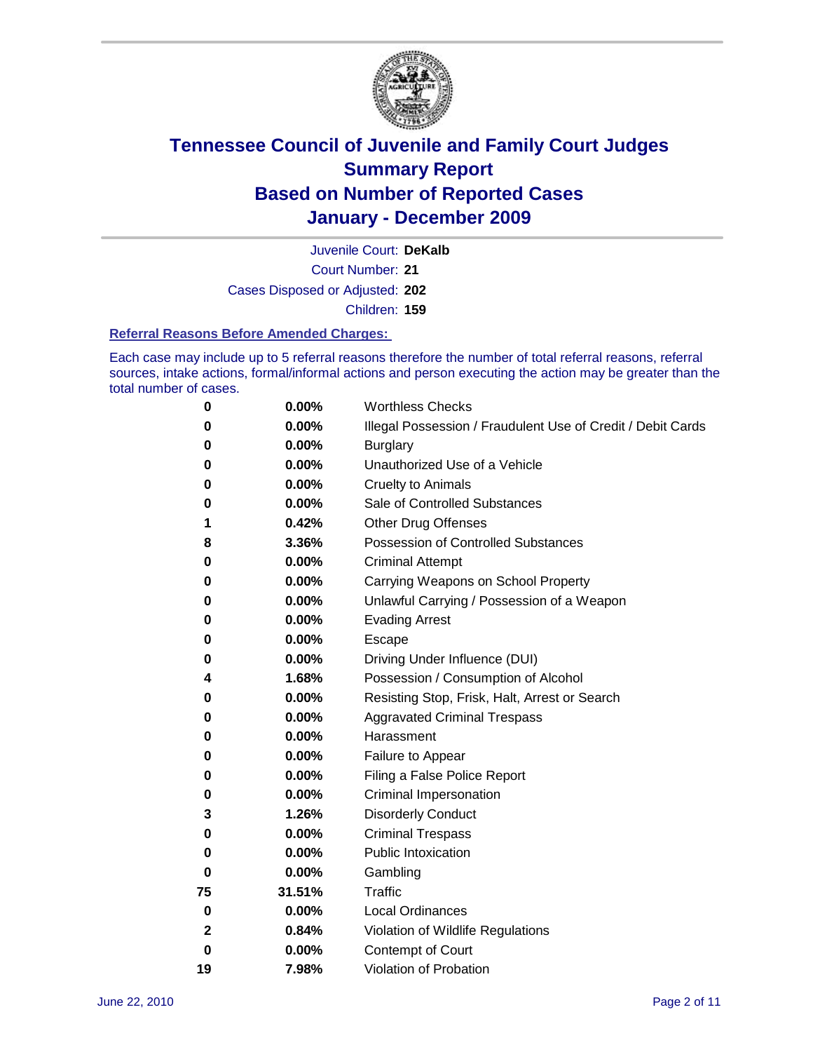# Tennessee Council of Juvenile and Family Court Judges
## Summary Report
## Based on Number of Reported Cases
## January - December 2009

Juvenile Court: **DeKalb**
Court Number: **21**
Cases Disposed or Adjusted: **202**
Children: **159**

### Referral Reasons Before Amended Charges:

Each case may include up to 5 referral reasons therefore the number of total referral reasons, referral sources, intake actions, formal/informal actions and person executing the action may be greater than the total number of cases.

| | | |
|---|---|---|
| 0 | 0.00% | Worthless Checks |
| 0 | 0.00% | Illegal Possession / Fraudulent Use of Credit / Debit Cards |
| 0 | 0.00% | Burglary |
| 0 | 0.00% | Unauthorized Use of a Vehicle |
| 0 | 0.00% | Cruelty to Animals |
| 0 | 0.00% | Sale of Controlled Substances |
| 1 | 0.42% | Other Drug Offenses |
| 8 | 3.36% | Possession of Controlled Substances |
| 0 | 0.00% | Criminal Attempt |
| 0 | 0.00% | Carrying Weapons on School Property |
| 0 | 0.00% | Unlawful Carrying / Possession of a Weapon |
| 0 | 0.00% | Evading Arrest |
| 0 | 0.00% | Escape |
| 0 | 0.00% | Driving Under Influence (DUI) |
| 4 | 1.68% | Possession / Consumption of Alcohol |
| 0 | 0.00% | Resisting Stop, Frisk, Halt, Arrest or Search |
| 0 | 0.00% | Aggravated Criminal Trespass |
| 0 | 0.00% | Harassment |
| 0 | 0.00% | Failure to Appear |
| 0 | 0.00% | Filing a False Police Report |
| 0 | 0.00% | Criminal Impersonation |
| 3 | 1.26% | Disorderly Conduct |
| 0 | 0.00% | Criminal Trespass |
| 0 | 0.00% | Public Intoxication |
| 0 | 0.00% | Gambling |
| 75 | 31.51% | Traffic |
| 0 | 0.00% | Local Ordinances |
| 2 | 0.84% | Violation of Wildlife Regulations |
| 0 | 0.00% | Contempt of Court |
| 19 | 7.98% | Violation of Probation |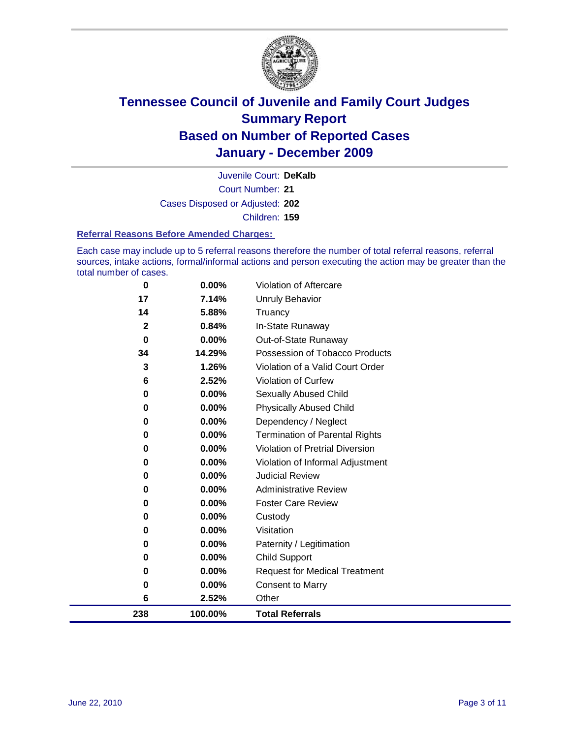# Tennessee Council of Juvenile and Family Court Judges
## Summary Report
## Based on Number of Reported Cases
## January - December 2009

Juvenile Court: **DeKalb**
Court Number: **21**
Cases Disposed or Adjusted: **202**
Children: **159**

### Referral Reasons Before Amended Charges:

Each case may include up to 5 referral reasons therefore the number of total referral reasons, referral sources, intake actions, formal/informal actions and person executing the action may be greater than the total number of cases.

| Count | Percent | Referral Reason |
|---|---|---|
| 0 | 0.00% | Violation of Aftercare |
| 17 | 7.14% | Unruly Behavior |
| 14 | 5.88% | Truancy |
| 2 | 0.84% | In-State Runaway |
| 0 | 0.00% | Out-of-State Runaway |
| 34 | 14.29% | Possession of Tobacco Products |
| 3 | 1.26% | Violation of a Valid Court Order |
| 6 | 2.52% | Violation of Curfew |
| 0 | 0.00% | Sexually Abused Child |
| 0 | 0.00% | Physically Abused Child |
| 0 | 0.00% | Dependency / Neglect |
| 0 | 0.00% | Termination of Parental Rights |
| 0 | 0.00% | Violation of Pretrial Diversion |
| 0 | 0.00% | Violation of Informal Adjustment |
| 0 | 0.00% | Judicial Review |
| 0 | 0.00% | Administrative Review |
| 0 | 0.00% | Foster Care Review |
| 0 | 0.00% | Custody |
| 0 | 0.00% | Visitation |
| 0 | 0.00% | Paternity / Legitimation |
| 0 | 0.00% | Child Support |
| 0 | 0.00% | Request for Medical Treatment |
| 0 | 0.00% | Consent to Marry |
| 6 | 2.52% | Other |
| **238** | **100.00%** | **Total Referrals** |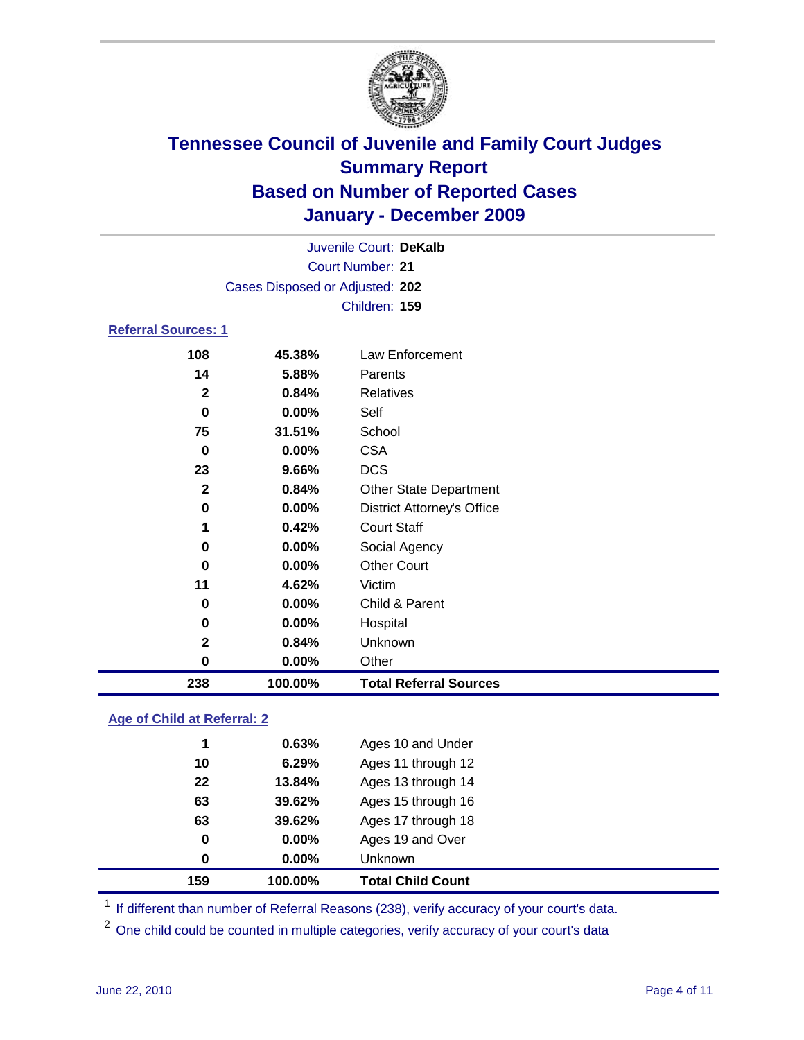# Tennessee Council of Juvenile and Family Court Judges
## Summary Report
## Based on Number of Reported Cases
## January - December 2009

Juvenile Court: **DeKalb**
Court Number: **21**
Cases Disposed or Adjusted: **202**
Children: **159**

### Referral Sources: 1

| Count | Percent | Source |
|---|---|---|
| 108 | 45.38% | Law Enforcement |
| 14 | 5.88% | Parents |
| 2 | 0.84% | Relatives |
| 0 | 0.00% | Self |
| 75 | 31.51% | School |
| 0 | 0.00% | CSA |
| 23 | 9.66% | DCS |
| 2 | 0.84% | Other State Department |
| 0 | 0.00% | District Attorney's Office |
| 1 | 0.42% | Court Staff |
| 0 | 0.00% | Social Agency |
| 0 | 0.00% | Other Court |
| 11 | 4.62% | Victim |
| 0 | 0.00% | Child & Parent |
| 0 | 0.00% | Hospital |
| 2 | 0.84% | Unknown |
| 0 | 0.00% | Other |
| **238** | **100.00%** | **Total Referral Sources** |

### Age of Child at Referral: 2

| Count | Percent | Age |
|---|---|---|
| 1 | 0.63% | Ages 10 and Under |
| 10 | 6.29% | Ages 11 through 12 |
| 22 | 13.84% | Ages 13 through 14 |
| 63 | 39.62% | Ages 15 through 16 |
| 63 | 39.62% | Ages 17 through 18 |
| 0 | 0.00% | Ages 19 and Over |
| 0 | 0.00% | Unknown |
| **159** | **100.00%** | **Total Child Count** |

[1] If different than number of Referral Reasons (238), verify accuracy of your court's data.

[2] One child could be counted in multiple categories, verify accuracy of your court's data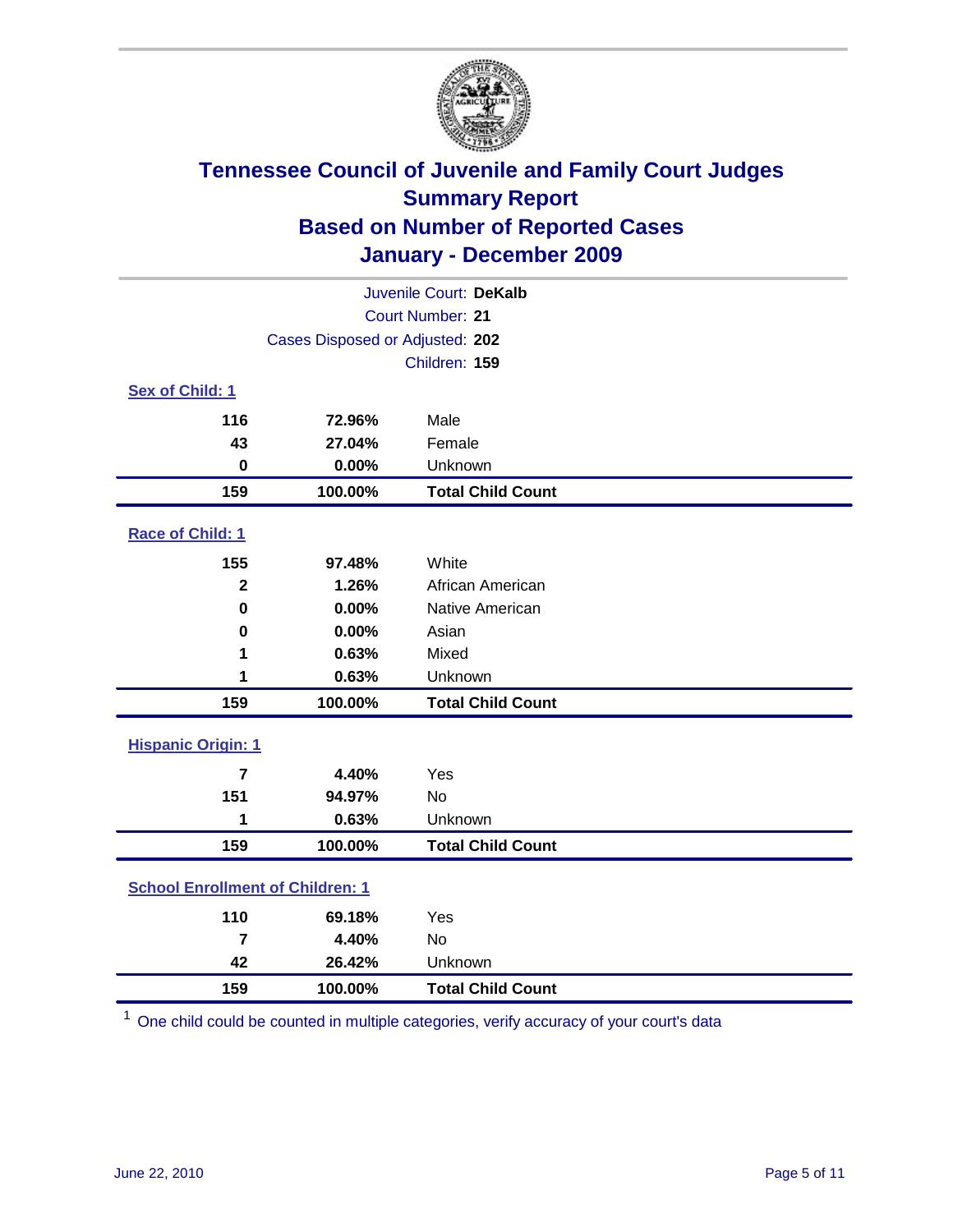# Tennessee Council of Juvenile and Family Court Judges
## Summary Report
## Based on Number of Reported Cases
## January - December 2009

Juvenile Court: **DeKalb**
Court Number: **21**
Cases Disposed or Adjusted: **202**
Children: **159**

### Sex of Child: 1

| Count | Percent | Category |
|---|---|---|
| 116 | 72.96% | Male |
| 43 | 27.04% | Female |
| 0 | 0.00% | Unknown |
| **159** | **100.00%** | **Total Child Count** |

### Race of Child: 1

| Count | Percent | Category |
|---|---|---|
| 155 | 97.48% | White |
| 2 | 1.26% | African American |
| 0 | 0.00% | Native American |
| 0 | 0.00% | Asian |
| 1 | 0.63% | Mixed |
| 1 | 0.63% | Unknown |
| **159** | **100.00%** | **Total Child Count** |

### Hispanic Origin: 1

| Count | Percent | Category |
|---|---|---|
| 7 | 4.40% | Yes |
| 151 | 94.97% | No |
| 1 | 0.63% | Unknown |
| **159** | **100.00%** | **Total Child Count** |

### School Enrollment of Children: 1

| Count | Percent | Category |
|---|---|---|
| 110 | 69.18% | Yes |
| 7 | 4.40% | No |
| 42 | 26.42% | Unknown |
| **159** | **100.00%** | **Total Child Count** |

[1] One child could be counted in multiple categories, verify accuracy of your court's data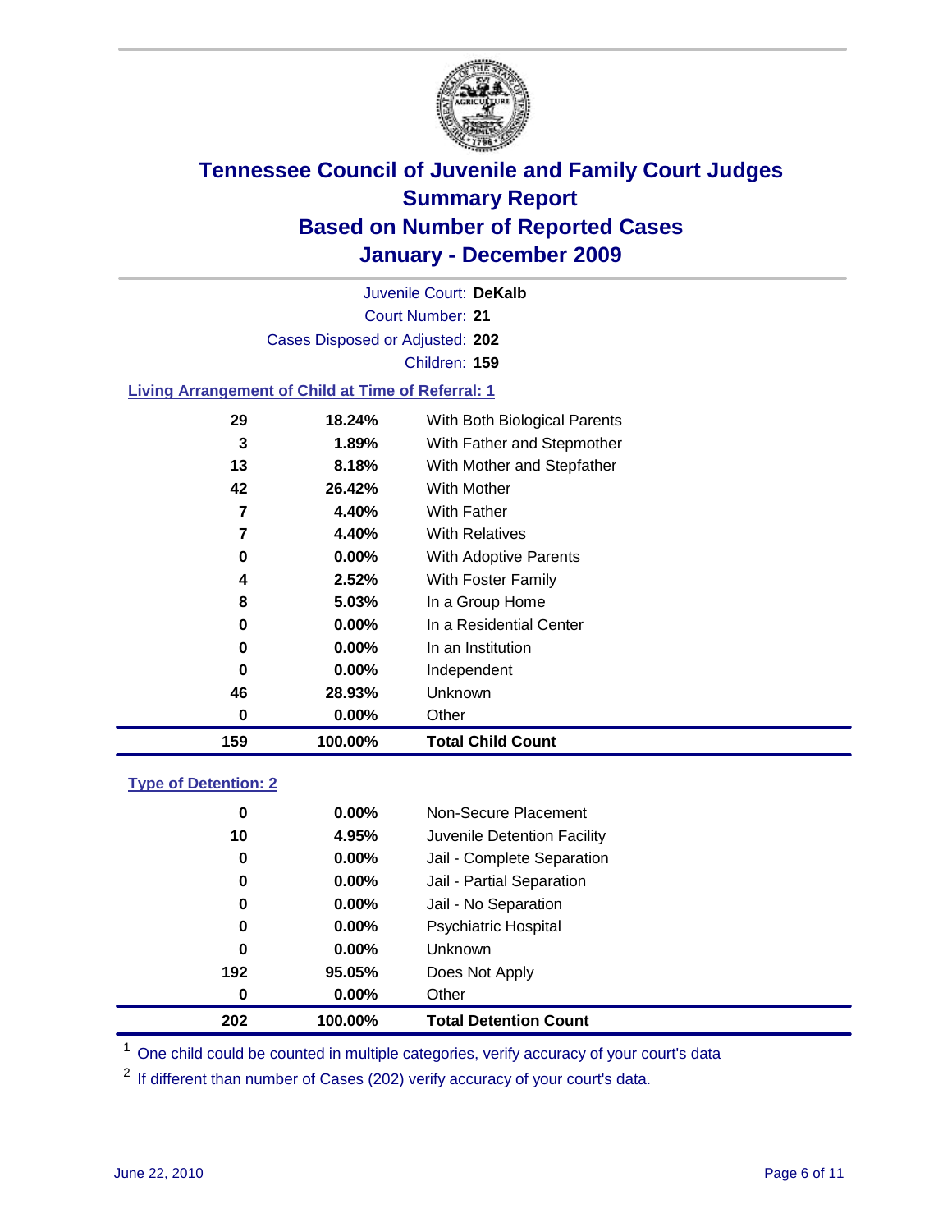# Tennessee Council of Juvenile and Family Court Judges
## Summary Report
## Based on Number of Reported Cases
## January - December 2009

Juvenile Court: **DeKalb**

Court Number: **21**

Cases Disposed or Adjusted: **202**

Children: **159**

### Living Arrangement of Child at Time of Referral: 1

| Count | Percent | Arrangement |
|---|---|---|
| 29 | 18.24% | With Both Biological Parents |
| 3 | 1.89% | With Father and Stepmother |
| 13 | 8.18% | With Mother and Stepfather |
| 42 | 26.42% | With Mother |
| 7 | 4.40% | With Father |
| 7 | 4.40% | With Relatives |
| 0 | 0.00% | With Adoptive Parents |
| 4 | 2.52% | With Foster Family |
| 8 | 5.03% | In a Group Home |
| 0 | 0.00% | In a Residential Center |
| 0 | 0.00% | In an Institution |
| 0 | 0.00% | Independent |
| 46 | 28.93% | Unknown |
| 0 | 0.00% | Other |
| **159** | **100.00%** | **Total Child Count** |

### Type of Detention: 2

| Count | Percent | Type |
|---|---|---|
| 0 | 0.00% | Non-Secure Placement |
| 10 | 4.95% | Juvenile Detention Facility |
| 0 | 0.00% | Jail - Complete Separation |
| 0 | 0.00% | Jail - Partial Separation |
| 0 | 0.00% | Jail - No Separation |
| 0 | 0.00% | Psychiatric Hospital |
| 0 | 0.00% | Unknown |
| 192 | 95.05% | Does Not Apply |
| 0 | 0.00% | Other |
| **202** | **100.00%** | **Total Detention Count** |

[1] One child could be counted in multiple categories, verify accuracy of your court's data

[2] If different than number of Cases (202) verify accuracy of your court's data.

June 22, 2010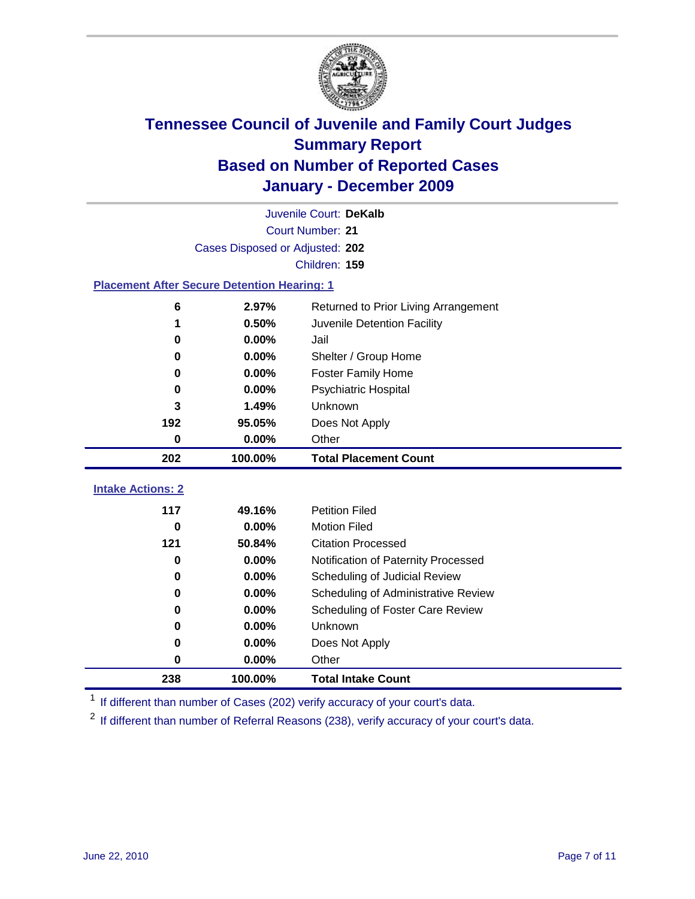# Tennessee Council of Juvenile and Family Court Judges
## Summary Report
## Based on Number of Reported Cases
## January - December 2009

Juvenile Court: **DeKalb**
Court Number: **21**
Cases Disposed or Adjusted: **202**
Children: **159**

### Placement After Secure Detention Hearing: 1

| | | |
|---|---|---|
| 6 | 2.97% | Returned to Prior Living Arrangement |
| 1 | 0.50% | Juvenile Detention Facility |
| 0 | 0.00% | Jail |
| 0 | 0.00% | Shelter / Group Home |
| 0 | 0.00% | Foster Family Home |
| 0 | 0.00% | Psychiatric Hospital |
| 3 | 1.49% | Unknown |
| 192 | 95.05% | Does Not Apply |
| 0 | 0.00% | Other |
| **202** | **100.00%** | **Total Placement Count** |

### Intake Actions: 2

| | | |
|---|---|---|
| 117 | 49.16% | Petition Filed |
| 0 | 0.00% | Motion Filed |
| 121 | 50.84% | Citation Processed |
| 0 | 0.00% | Notification of Paternity Processed |
| 0 | 0.00% | Scheduling of Judicial Review |
| 0 | 0.00% | Scheduling of Administrative Review |
| 0 | 0.00% | Scheduling of Foster Care Review |
| 0 | 0.00% | Unknown |
| 0 | 0.00% | Does Not Apply |
| 0 | 0.00% | Other |
| **238** | **100.00%** | **Total Intake Count** |

[1] If different than number of Cases (202) verify accuracy of your court's data.

[2] If different than number of Referral Reasons (238), verify accuracy of your court's data.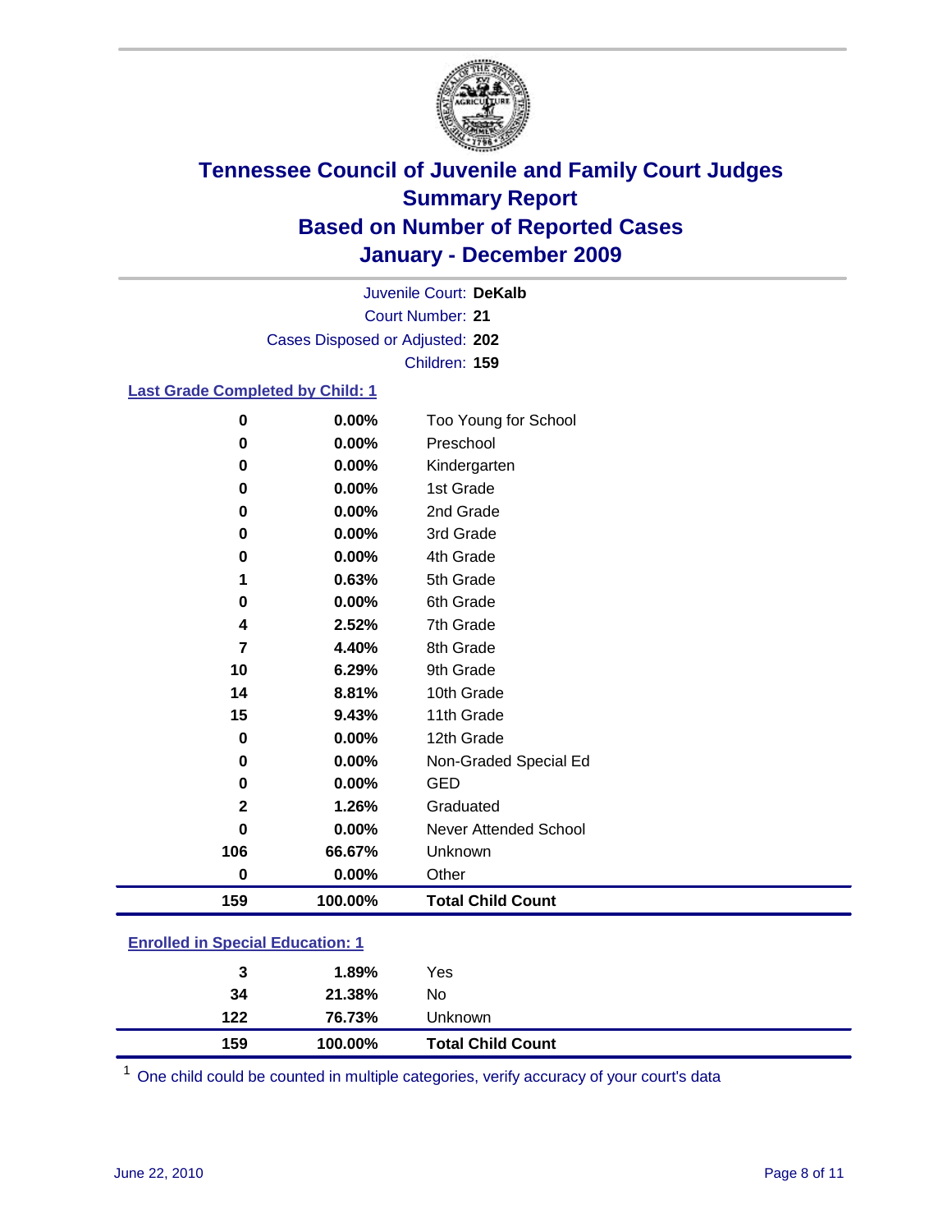# Tennessee Council of Juvenile and Family Court Judges
## Summary Report
## Based on Number of Reported Cases
## January - December 2009

Juvenile Court: **DeKalb**
Court Number: **21**
Cases Disposed or Adjusted: **202**
Children: **159**

### Last Grade Completed by Child: 1

| Count | Percent | Category |
|---|---|---|
| 0 | 0.00% | Too Young for School |
| 0 | 0.00% | Preschool |
| 0 | 0.00% | Kindergarten |
| 0 | 0.00% | 1st Grade |
| 0 | 0.00% | 2nd Grade |
| 0 | 0.00% | 3rd Grade |
| 0 | 0.00% | 4th Grade |
| 1 | 0.63% | 5th Grade |
| 0 | 0.00% | 6th Grade |
| 4 | 2.52% | 7th Grade |
| 7 | 4.40% | 8th Grade |
| 10 | 6.29% | 9th Grade |
| 14 | 8.81% | 10th Grade |
| 15 | 9.43% | 11th Grade |
| 0 | 0.00% | 12th Grade |
| 0 | 0.00% | Non-Graded Special Ed |
| 0 | 0.00% | GED |
| 2 | 1.26% | Graduated |
| 0 | 0.00% | Never Attended School |
| 106 | 66.67% | Unknown |
| 0 | 0.00% | Other |
| **159** | **100.00%** | **Total Child Count** |

### Enrolled in Special Education: 1

| Count | Percent | Category |
|---|---|---|
| 3 | 1.89% | Yes |
| 34 | 21.38% | No |
| 122 | 76.73% | Unknown |
| **159** | **100.00%** | **Total Child Count** |

[1] One child could be counted in multiple categories, verify accuracy of your court's data

June 22, 2010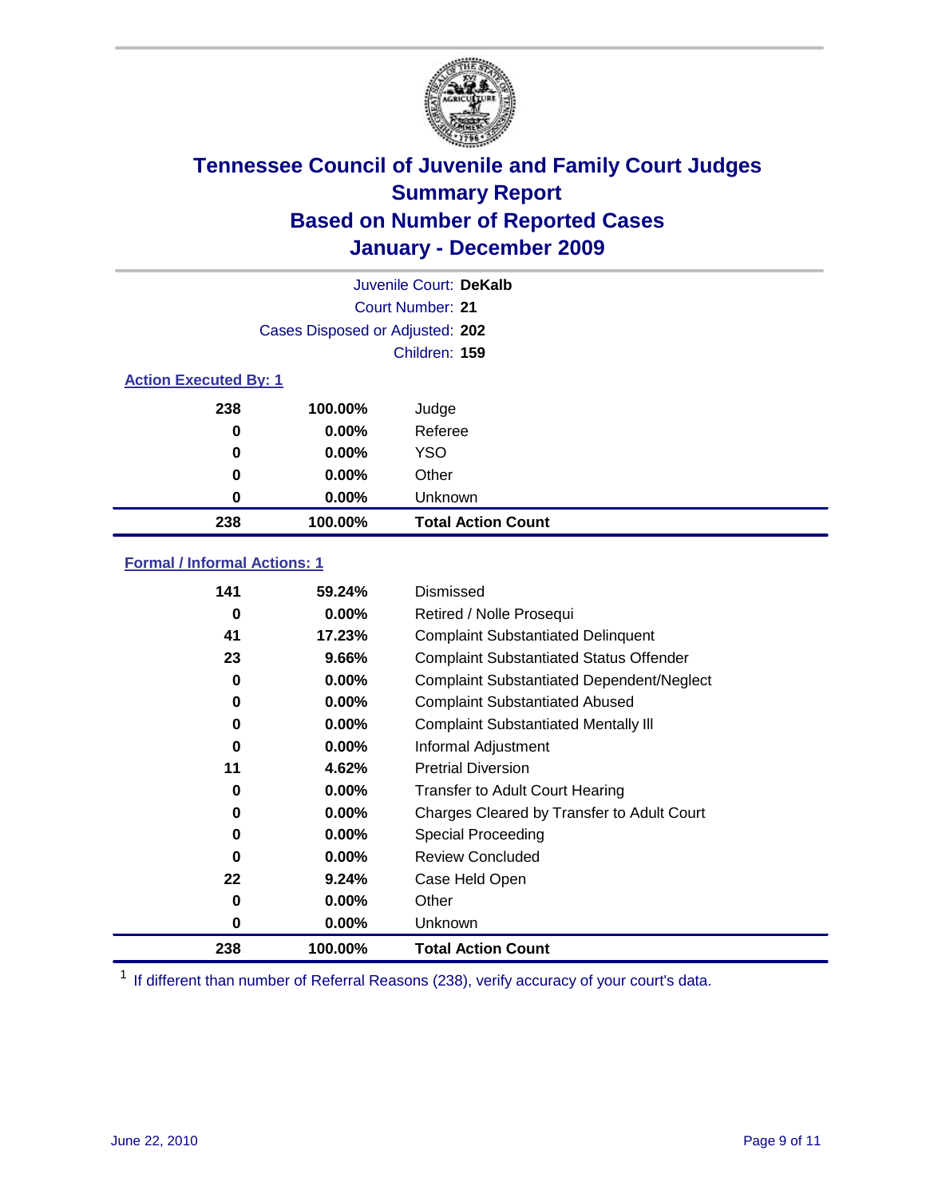# Tennessee Council of Juvenile and Family Court Judges
## Summary Report
## Based on Number of Reported Cases
## January - December 2009

Juvenile Court: **DeKalb**
Court Number: **21**
Cases Disposed or Adjusted: **202**
Children: **159**

### Action Executed By: 1

| | | |
|---|---|---|
| 238 | 100.00% | Judge |
| 0 | 0.00% | Referee |
| 0 | 0.00% | YSO |
| 0 | 0.00% | Other |
| 0 | 0.00% | Unknown |
| **238** | **100.00%** | **Total Action Count** |

### Formal / Informal Actions: 1

| | | |
|---|---|---|
| 141 | 59.24% | Dismissed |
| 0 | 0.00% | Retired / Nolle Prosequi |
| 41 | 17.23% | Complaint Substantiated Delinquent |
| 23 | 9.66% | Complaint Substantiated Status Offender |
| 0 | 0.00% | Complaint Substantiated Dependent/Neglect |
| 0 | 0.00% | Complaint Substantiated Abused |
| 0 | 0.00% | Complaint Substantiated Mentally Ill |
| 0 | 0.00% | Informal Adjustment |
| 11 | 4.62% | Pretrial Diversion |
| 0 | 0.00% | Transfer to Adult Court Hearing |
| 0 | 0.00% | Charges Cleared by Transfer to Adult Court |
| 0 | 0.00% | Special Proceeding |
| 0 | 0.00% | Review Concluded |
| 22 | 9.24% | Case Held Open |
| 0 | 0.00% | Other |
| 0 | 0.00% | Unknown |
| **238** | **100.00%** | **Total Action Count** |

[1] If different than number of Referral Reasons (238), verify accuracy of your court's data.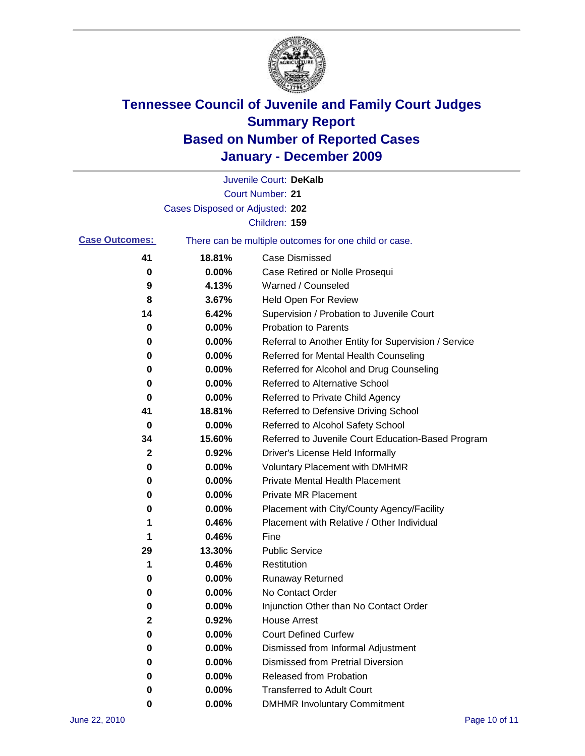# Tennessee Council of Juvenile and Family Court Judges
## Summary Report
## Based on Number of Reported Cases
## January - December 2009

Juvenile Court: **DeKalb**

Court Number: **21**

Cases Disposed or Adjusted: **202**

Children: **159**

**Case Outcomes:** There can be multiple outcomes for one child or case.

| Count | Percent | Outcome |
|---|---|---|
| 41 | 18.81% | Case Dismissed |
| 0 | 0.00% | Case Retired or Nolle Prosequi |
| 9 | 4.13% | Warned / Counseled |
| 8 | 3.67% | Held Open For Review |
| 14 | 6.42% | Supervision / Probation to Juvenile Court |
| 0 | 0.00% | Probation to Parents |
| 0 | 0.00% | Referral to Another Entity for Supervision / Service |
| 0 | 0.00% | Referred for Mental Health Counseling |
| 0 | 0.00% | Referred for Alcohol and Drug Counseling |
| 0 | 0.00% | Referred to Alternative School |
| 0 | 0.00% | Referred to Private Child Agency |
| 41 | 18.81% | Referred to Defensive Driving School |
| 0 | 0.00% | Referred to Alcohol Safety School |
| 34 | 15.60% | Referred to Juvenile Court Education-Based Program |
| 2 | 0.92% | Driver's License Held Informally |
| 0 | 0.00% | Voluntary Placement with DMHMR |
| 0 | 0.00% | Private Mental Health Placement |
| 0 | 0.00% | Private MR Placement |
| 0 | 0.00% | Placement with City/County Agency/Facility |
| 1 | 0.46% | Placement with Relative / Other Individual |
| 1 | 0.46% | Fine |
| 29 | 13.30% | Public Service |
| 1 | 0.46% | Restitution |
| 0 | 0.00% | Runaway Returned |
| 0 | 0.00% | No Contact Order |
| 0 | 0.00% | Injunction Other than No Contact Order |
| 2 | 0.92% | House Arrest |
| 0 | 0.00% | Court Defined Curfew |
| 0 | 0.00% | Dismissed from Informal Adjustment |
| 0 | 0.00% | Dismissed from Pretrial Diversion |
| 0 | 0.00% | Released from Probation |
| 0 | 0.00% | Transferred to Adult Court |
| 0 | 0.00% | DMHMR Involuntary Commitment |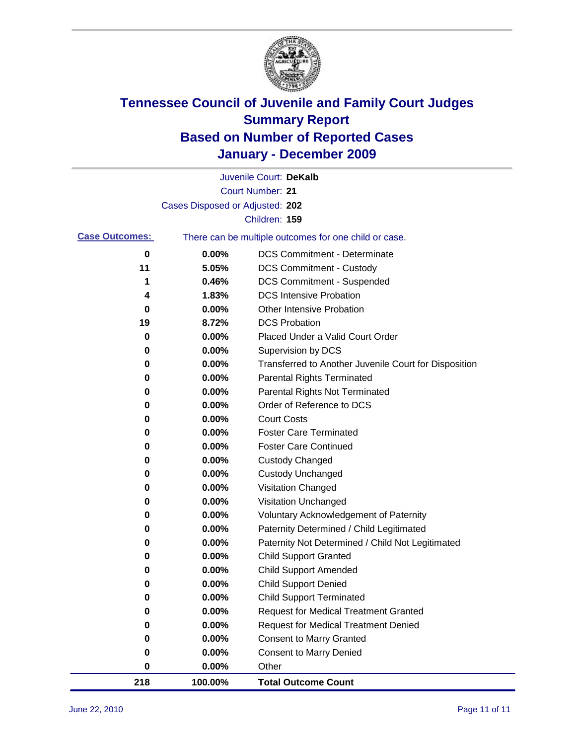# Tennessee Council of Juvenile and Family Court Judges
## Summary Report
## Based on Number of Reported Cases
## January - December 2009

Juvenile Court: **DeKalb**

Court Number: **21**

Cases Disposed or Adjusted: **202**

Children: **159**

**Case Outcomes:** There can be multiple outcomes for one child or case.

| | | |
|---|---|---|
| 0 | 0.00% | DCS Commitment - Determinate |
| 11 | 5.05% | DCS Commitment - Custody |
| 1 | 0.46% | DCS Commitment - Suspended |
| 4 | 1.83% | DCS Intensive Probation |
| 0 | 0.00% | Other Intensive Probation |
| 19 | 8.72% | DCS Probation |
| 0 | 0.00% | Placed Under a Valid Court Order |
| 0 | 0.00% | Supervision by DCS |
| 0 | 0.00% | Transferred to Another Juvenile Court for Disposition |
| 0 | 0.00% | Parental Rights Terminated |
| 0 | 0.00% | Parental Rights Not Terminated |
| 0 | 0.00% | Order of Reference to DCS |
| 0 | 0.00% | Court Costs |
| 0 | 0.00% | Foster Care Terminated |
| 0 | 0.00% | Foster Care Continued |
| 0 | 0.00% | Custody Changed |
| 0 | 0.00% | Custody Unchanged |
| 0 | 0.00% | Visitation Changed |
| 0 | 0.00% | Visitation Unchanged |
| 0 | 0.00% | Voluntary Acknowledgement of Paternity |
| 0 | 0.00% | Paternity Determined / Child Legitimated |
| 0 | 0.00% | Paternity Not Determined / Child Not Legitimated |
| 0 | 0.00% | Child Support Granted |
| 0 | 0.00% | Child Support Amended |
| 0 | 0.00% | Child Support Denied |
| 0 | 0.00% | Child Support Terminated |
| 0 | 0.00% | Request for Medical Treatment Granted |
| 0 | 0.00% | Request for Medical Treatment Denied |
| 0 | 0.00% | Consent to Marry Granted |
| 0 | 0.00% | Consent to Marry Denied |
| 0 | 0.00% | Other |
| **218** | **100.00%** | **Total Outcome Count** |

June 22, 2010